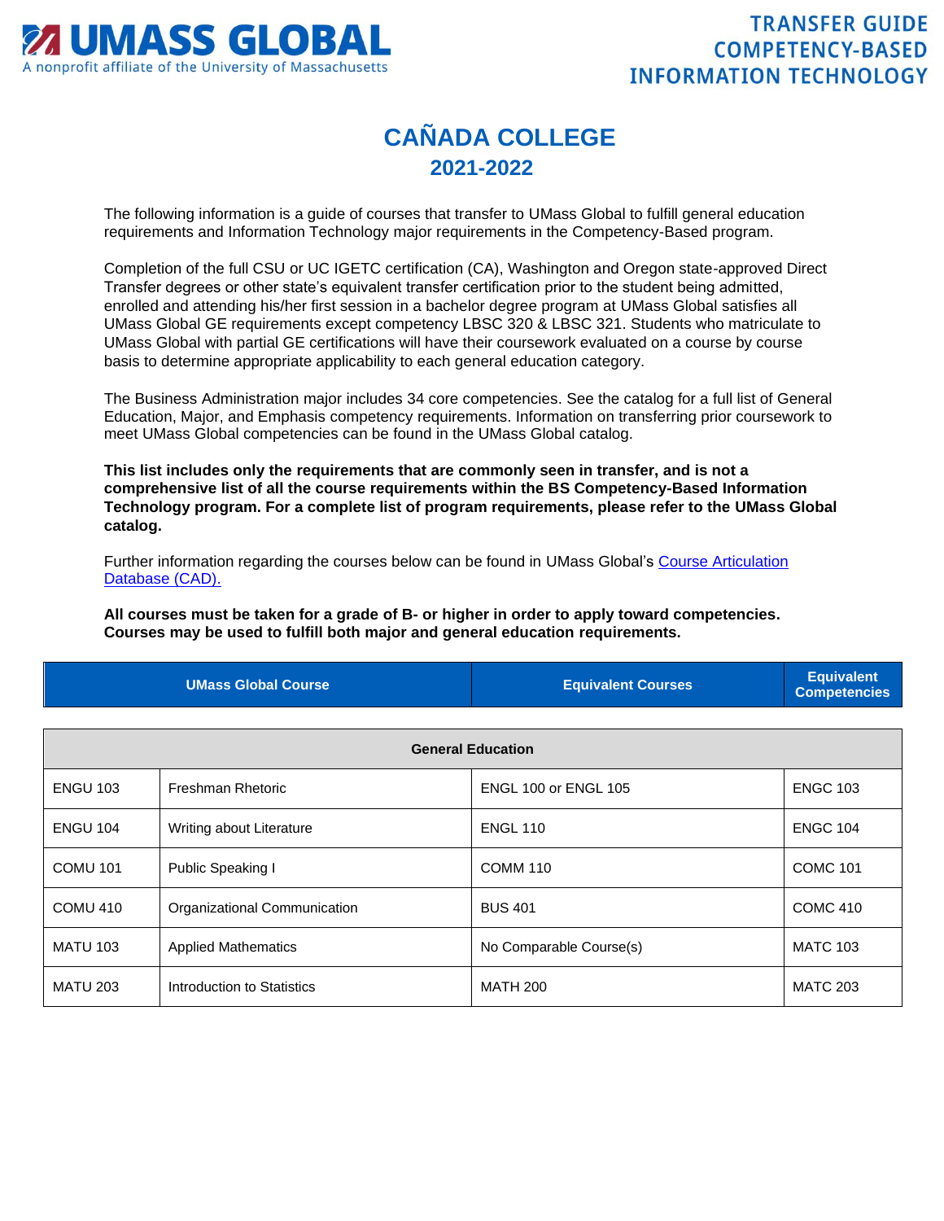**UMASS GLOBAL**
A nonprofit affiliate of the University of Massachusetts

**TRANSFER GUIDE**
**COMPETENCY-BASED**
**INFORMATION TECHNOLOGY**

# CAÑADA COLLEGE
## 2021-2022

The following information is a guide of courses that transfer to UMass Global to fulfill general education requirements and Information Technology major requirements in the Competency-Based program.

Completion of the full CSU or UC IGETC certification (CA), Washington and Oregon state-approved Direct Transfer degrees or other state's equivalent transfer certification prior to the student being admitted, enrolled and attending his/her first session in a bachelor degree program at UMass Global satisfies all UMass Global GE requirements except competency LBSC 320 & LBSC 321. Students who matriculate to UMass Global with partial GE certifications will have their coursework evaluated on a course by course basis to determine appropriate applicability to each general education category.

The Business Administration major includes 34 core competencies. See the catalog for a full list of General Education, Major, and Emphasis competency requirements. Information on transferring prior coursework to meet UMass Global competencies can be found in the UMass Global catalog.

**This list includes only the requirements that are commonly seen in transfer, and is not a comprehensive list of all the course requirements within the BS Competency-Based Information Technology program. For a complete list of program requirements, please refer to the UMass Global catalog.**

Further information regarding the courses below can be found in UMass Global's Course Articulation Database (CAD).

**All courses must be taken for a grade of B- or higher in order to apply toward competencies. Courses may be used to fulfill both major and general education requirements.**

| UMass Global Course | | Equivalent Courses | Equivalent Competencies |
|---|---|---|---|
| **General Education** | | | |
| ENGU 103 | Freshman Rhetoric | ENGL 100 or ENGL 105 | ENGC 103 |
| ENGU 104 | Writing about Literature | ENGL 110 | ENGC 104 |
| COMU 101 | Public Speaking I | COMM 110 | COMC 101 |
| COMU 410 | Organizational Communication | BUS 401 | COMC 410 |
| MATU 103 | Applied Mathematics | No Comparable Course(s) | MATC 103 |
| MATU 203 | Introduction to Statistics | MATH 200 | MATC 203 |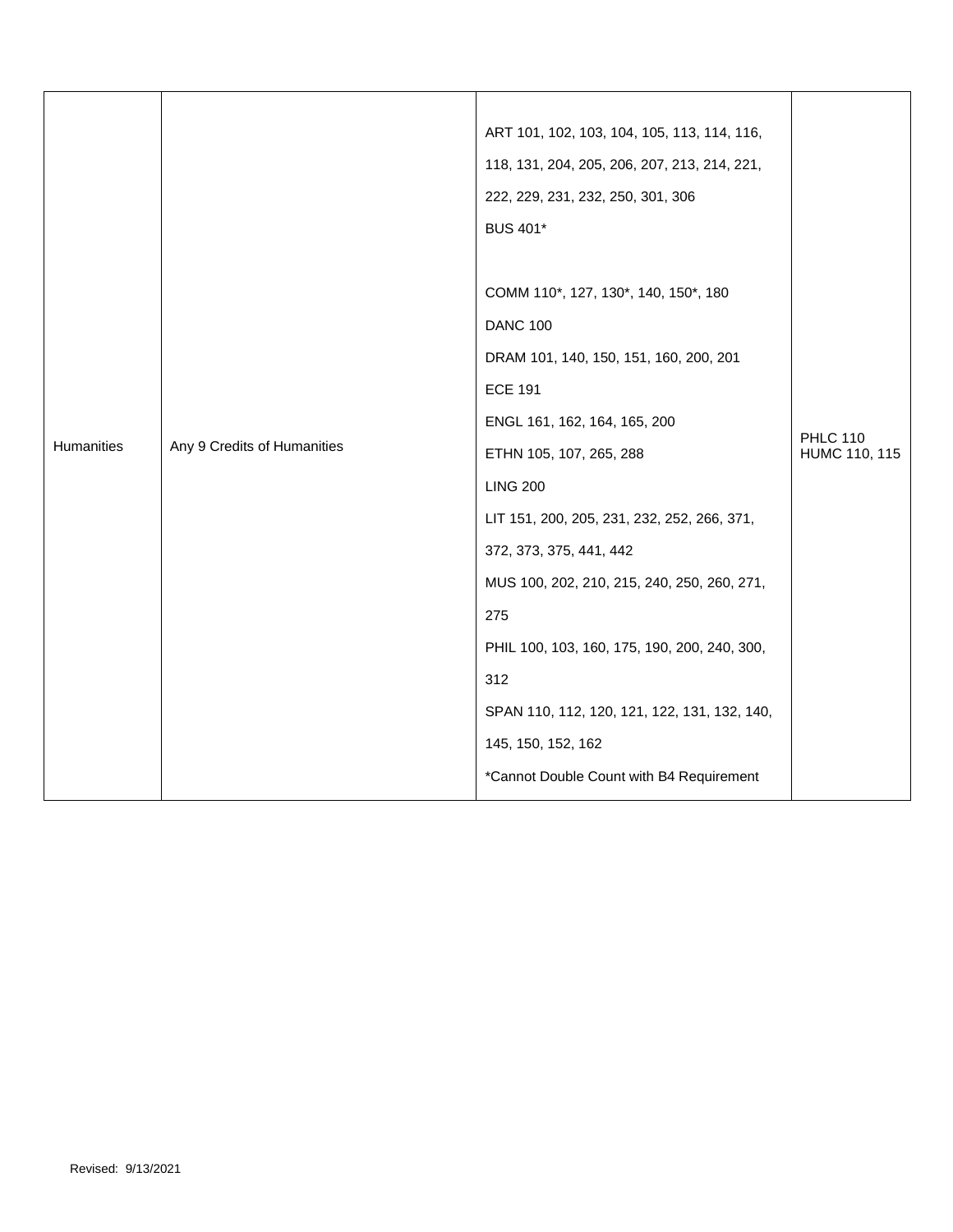| | | | |
|---|---|---|---|
| Humanities | Any 9 Credits of Humanities | ART 101, 102, 103, 104, 105, 113, 114, 116, 118, 131, 204, 205, 206, 207, 213, 214, 221, 222, 229, 231, 232, 250, 301, 306<br>BUS 401*<br><br>COMM 110*, 127, 130*, 140, 150*, 180<br>DANC 100<br>DRAM 101, 140, 150, 151, 160, 200, 201<br>ECE 191<br>ENGL 161, 162, 164, 165, 200<br>ETHN 105, 107, 265, 288<br>LING 200<br>LIT 151, 200, 205, 231, 232, 252, 266, 371, 372, 373, 375, 441, 442<br>MUS 100, 202, 210, 215, 240, 250, 260, 271, 275<br>PHIL 100, 103, 160, 175, 190, 200, 240, 300, 312<br>SPAN 110, 112, 120, 121, 122, 131, 132, 140, 145, 150, 152, 162<br>*Cannot Double Count with B4 Requirement | PHLC 110<br>HUMC 110, 115 |

Revised: 9/13/2021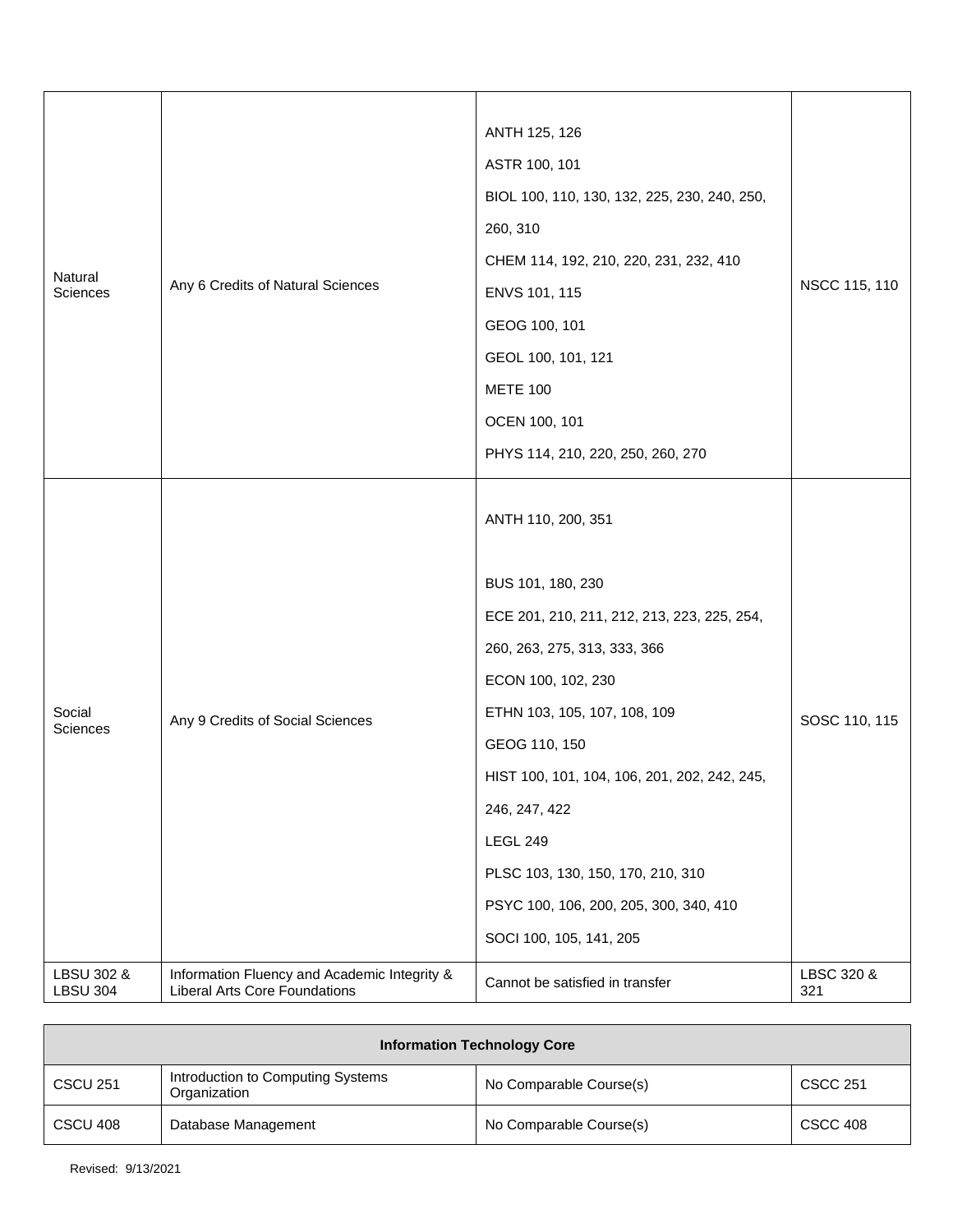| | | | |
|---|---|---|---|
| Natural Sciences | Any 6 Credits of Natural Sciences | ANTH 125, 126<br>ASTR 100, 101<br>BIOL 100, 110, 130, 132, 225, 230, 240, 250, 260, 310<br>CHEM 114, 192, 210, 220, 231, 232, 410<br>ENVS 101, 115<br>GEOG 100, 101<br>GEOL 100, 101, 121<br>METE 100<br>OCEN 100, 101<br>PHYS 114, 210, 220, 250, 260, 270 | NSCC 115, 110 |
| Social Sciences | Any 9 Credits of Social Sciences | ANTH 110, 200, 351<br><br>BUS 101, 180, 230<br>ECE 201, 210, 211, 212, 213, 223, 225, 254, 260, 263, 275, 313, 333, 366<br>ECON 100, 102, 230<br>ETHN 103, 105, 107, 108, 109<br>GEOG 110, 150<br>HIST 100, 101, 104, 106, 201, 202, 242, 245, 246, 247, 422<br>LEGL 249<br>PLSC 103, 130, 150, 170, 210, 310<br>PSYC 100, 106, 200, 205, 300, 340, 410<br>SOCI 100, 105, 141, 205 | SOSC 110, 115 |
| LBSU 302 & LBSU 304 | Information Fluency and Academic Integrity & Liberal Arts Core Foundations | Cannot be satisfied in transfer | LBSC 320 & 321 |

| Information Technology Core | | | |
|---|---|---|---|
| CSCU 251 | Introduction to Computing Systems Organization | No Comparable Course(s) | CSCC 251 |
| CSCU 408 | Database Management | No Comparable Course(s) | CSCC 408 |

Revised: 9/13/2021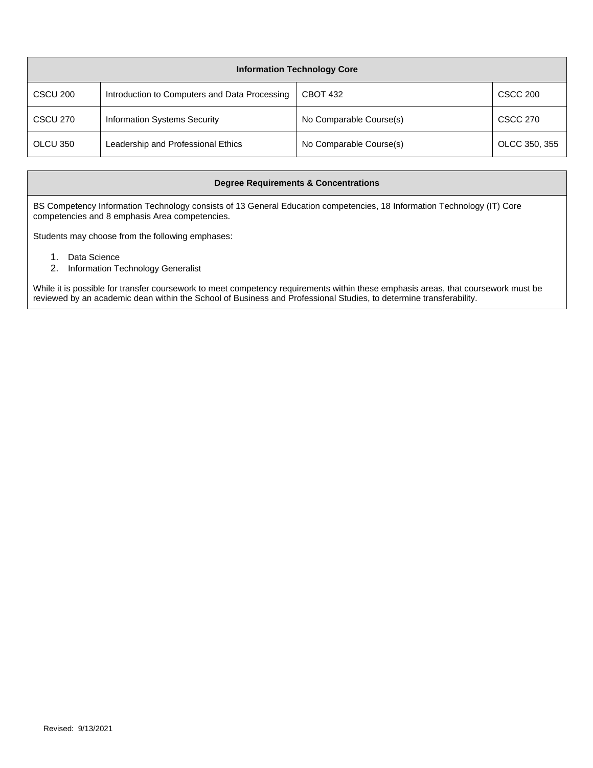| Information Technology Core | | | |
|---|---|---|---|
| CSCU 200 | Introduction to Computers and Data Processing | CBOT 432 | CSCC 200 |
| CSCU 270 | Information Systems Security | No Comparable Course(s) | CSCC 270 |
| OLCU 350 | Leadership and Professional Ethics | No Comparable Course(s) | OLCC 350, 355 |

**Degree Requirements & Concentrations**

BS Competency Information Technology consists of 13 General Education competencies, 18 Information Technology (IT) Core competencies and 8 emphasis Area competencies.

Students may choose from the following emphases:

1. Data Science
2. Information Technology Generalist

While it is possible for transfer coursework to meet competency requirements within these emphasis areas, that coursework must be reviewed by an academic dean within the School of Business and Professional Studies, to determine transferability.

Revised: 9/13/2021